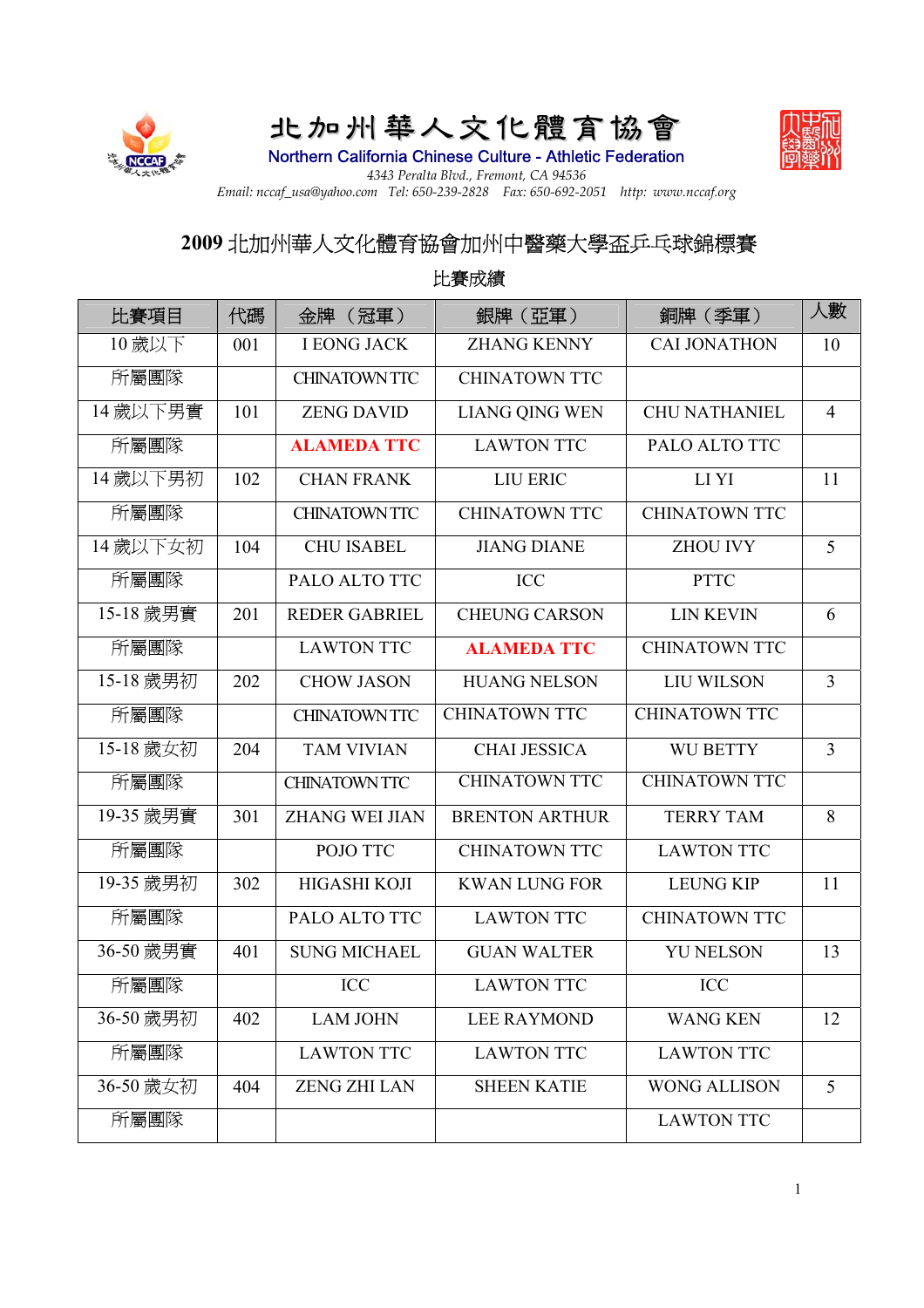# 北加州華人文化體育協會

Northern California Chinese Culture - Athletic Federation

*4343 Peralta Blvd., Fremont, CA 94536*

*Email: nccaf_usa@yahoo.com Tel: 650-239-2828 Fax: 650-692-2051 http: www.nccaf.org*

## 2009 北加州華人文化體育協會加州中醫藥大學盃乒乓球錦標賽

### 比賽成績

| 比賽項目 | 代碼 | 金牌（冠軍） | 銀牌（亞軍） | 銅牌（季軍） | 人數 |
|---|---|---|---|---|---|
| 10 歲以下 | 001 | I EONG JACK | ZHANG KENNY | CAI JONATHON | 10 |
| 所屬團隊 | | CHINATOWN TTC | CHINATOWN TTC | | |
| 14 歲以下男實 | 101 | ZENG DAVID | LIANG QING WEN | CHU NATHANIEL | 4 |
| 所屬團隊 | | **ALAMEDA TTC** | LAWTON TTC | PALO ALTO TTC | |
| 14 歲以下男初 | 102 | CHAN FRANK | LIU ERIC | LI YI | 11 |
| 所屬團隊 | | CHINATOWN TTC | CHINATOWN TTC | CHINATOWN TTC | |
| 14 歲以下女初 | 104 | CHU ISABEL | JIANG DIANE | ZHOU IVY | 5 |
| 所屬團隊 | | PALO ALTO TTC | ICC | PTTC | |
| 15-18 歲男實 | 201 | REDER GABRIEL | CHEUNG CARSON | LIN KEVIN | 6 |
| 所屬團隊 | | LAWTON TTC | **ALAMEDA TTC** | CHINATOWN TTC | |
| 15-18 歲男初 | 202 | CHOW JASON | HUANG NELSON | LIU WILSON | 3 |
| 所屬團隊 | | CHINATOWN TTC | CHINATOWN TTC | CHINATOWN TTC | |
| 15-18 歲女初 | 204 | TAM VIVIAN | CHAI JESSICA | WU BETTY | 3 |
| 所屬團隊 | | CHINATOWN TTC | CHINATOWN TTC | CHINATOWN TTC | |
| 19-35 歲男實 | 301 | ZHANG WEI JIAN | BRENTON ARTHUR | TERRY TAM | 8 |
| 所屬團隊 | | POJO TTC | CHINATOWN TTC | LAWTON TTC | |
| 19-35 歲男初 | 302 | HIGASHI KOJI | KWAN LUNG FOR | LEUNG KIP | 11 |
| 所屬團隊 | | PALO ALTO TTC | LAWTON TTC | CHINATOWN TTC | |
| 36-50 歲男實 | 401 | SUNG MICHAEL | GUAN WALTER | YU NELSON | 13 |
| 所屬團隊 | | ICC | LAWTON TTC | ICC | |
| 36-50 歲男初 | 402 | LAM JOHN | LEE RAYMOND | WANG KEN | 12 |
| 所屬團隊 | | LAWTON TTC | LAWTON TTC | LAWTON TTC | |
| 36-50 歲女初 | 404 | ZENG ZHI LAN | SHEEN KATIE | WONG ALLISON | 5 |
| 所屬團隊 | | | | LAWTON TTC | |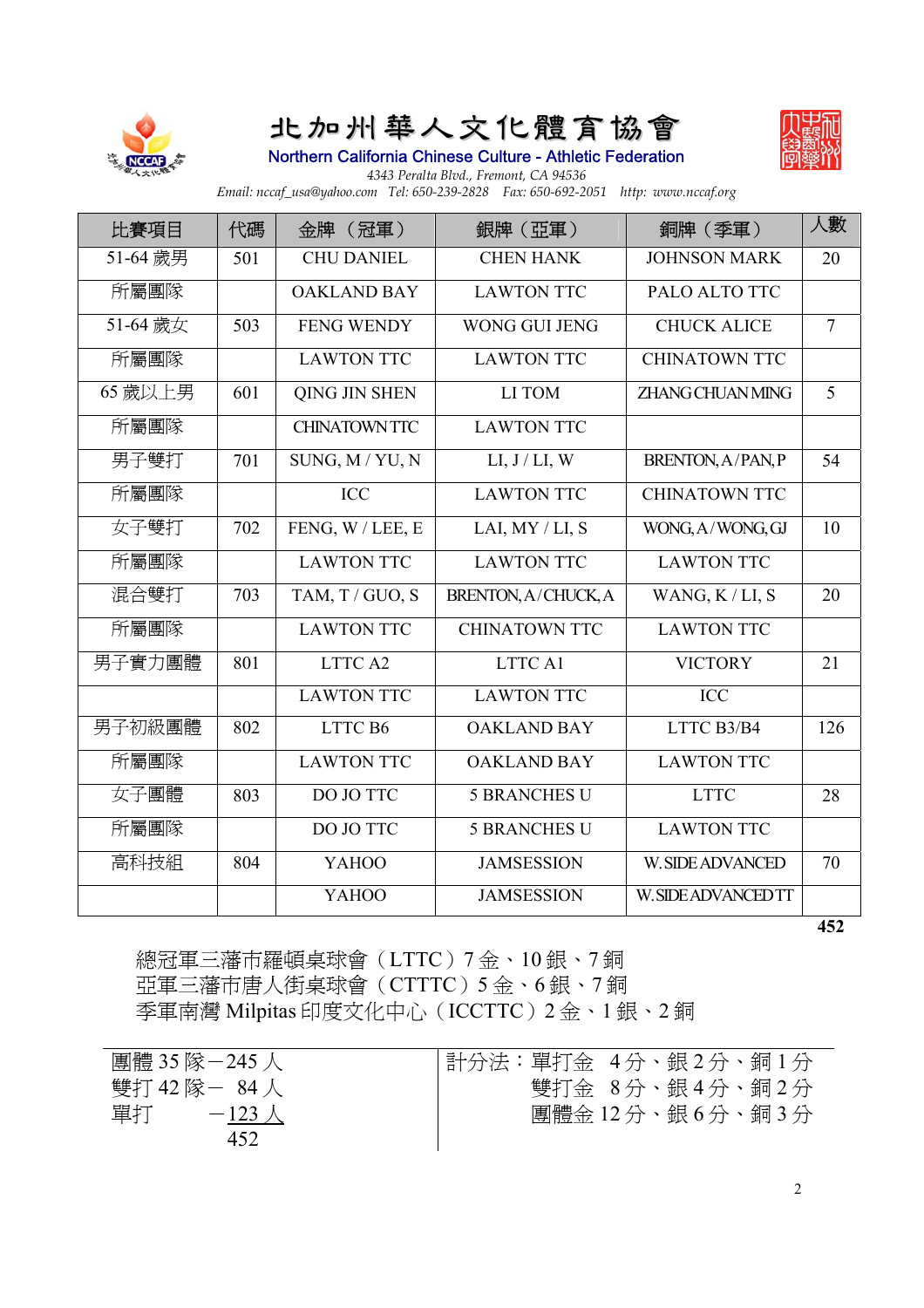# 北加州華人文化體育協會

Northern California Chinese Culture - Athletic Federation

*4343 Peralta Blvd., Fremont, CA 94536*

*Email: nccaf_usa@yahoo.com Tel: 650-239-2828 Fax: 650-692-2051 http: www.nccaf.org*

| 比賽項目 | 代碼 | 金牌（冠軍） | 銀牌（亞軍） | 銅牌（季軍） | 人數 |
|---|---|---|---|---|---|
| 51-64 歲男 | 501 | CHU DANIEL | CHEN HANK | JOHNSON MARK | 20 |
| 所屬團隊 | | OAKLAND BAY | LAWTON TTC | PALO ALTO TTC | |
| 51-64 歲女 | 503 | FENG WENDY | WONG GUI JENG | CHUCK ALICE | 7 |
| 所屬團隊 | | LAWTON TTC | LAWTON TTC | CHINATOWN TTC | |
| 65 歲以上男 | 601 | QING JIN SHEN | LI TOM | ZHANG CHUAN MING | 5 |
| 所屬團隊 | | CHINATOWN TTC | LAWTON TTC | | |
| 男子雙打 | 701 | SUNG, M / YU, N | LI, J / LI, W | BRENTON, A / PAN, P | 54 |
| 所屬團隊 | | ICC | LAWTON TTC | CHINATOWN TTC | |
| 女子雙打 | 702 | FENG, W / LEE, E | LAI, MY / LI, S | WONG, A / WONG, GJ | 10 |
| 所屬團隊 | | LAWTON TTC | LAWTON TTC | LAWTON TTC | |
| 混合雙打 | 703 | TAM, T / GUO, S | BRENTON, A / CHUCK, A | WANG, K / LI, S | 20 |
| 所屬團隊 | | LAWTON TTC | CHINATOWN TTC | LAWTON TTC | |
| 男子實力團體 | 801 | LTTC A2 | LTTC A1 | VICTORY | 21 |
| | | LAWTON TTC | LAWTON TTC | ICC | |
| 男子初級團體 | 802 | LTTC B6 | OAKLAND BAY | LTTC B3/B4 | 126 |
| 所屬團隊 | | LAWTON TTC | OAKLAND BAY | LAWTON TTC | |
| 女子團體 | 803 | DO JO TTC | 5 BRANCHES U | LTTC | 28 |
| 所屬團隊 | | DO JO TTC | 5 BRANCHES U | LAWTON TTC | |
| 高科技組 | 804 | YAHOO | JAMSESSION | W. SIDE ADVANCED | 70 |
| | | YAHOO | JAMSESSION | W. SIDE ADVANCED TT | |
| | | | | | **452** |

總冠軍三藩市羅頓桌球會（LTTC）7 金、10 銀、7 銅
亞軍三藩市唐人街桌球會（CTTTC）5 金、6 銀、7 銅
季軍南灣 Milpitas 印度文化中心（ICCTTC）2 金、1 銀、2 銅

團體 35 隊－245 人
雙打 42 隊－ 84 人
單打 －123 人
452

計分法：單打金 4 分、銀 2 分、銅 1 分
雙打金 8 分、銀 4 分、銅 2 分
團體金 12 分、銀 6 分、銅 3 分